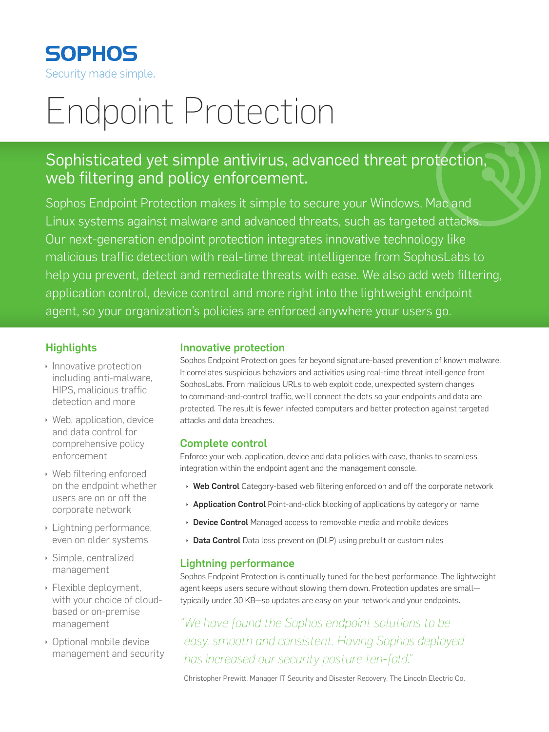SOPHOS

Security made simple.

# Endpoint Protection

## Sophisticated yet simple antivirus, advanced threat protection, web filtering and policy enforcement.

Sophos Endpoint Protection makes it simple to secure your Windows, Mac and Linux systems against malware and advanced threats, such as targeted attacks. Our next-generation endpoint protection integrates innovative technology like malicious traffic detection with real-time threat intelligence from SophosLabs to help you prevent, detect and remediate threats with ease. We also add web filtering, application control, device control and more right into the lightweight endpoint agent, so your organization's policies are enforced anywhere your users go.

### Highlights

- Innovative protection including anti-malware, HIPS, malicious traffic detection and more
- Web, application, device and data control for comprehensive policy enforcement
- Web filtering enforced on the endpoint whether users are on or off the corporate network
- Lightning performance, even on older systems
- Simple, centralized management
- Flexible deployment, with your choice of cloud-based or on-premise management
- Optional mobile device management and security

### Innovative protection

Sophos Endpoint Protection goes far beyond signature-based prevention of known malware. It correlates suspicious behaviors and activities using real-time threat intelligence from SophosLabs. From malicious URLs to web exploit code, unexpected system changes to command-and-control traffic, we'll connect the dots so your endpoints and data are protected. The result is fewer infected computers and better protection against targeted attacks and data breaches.

### Complete control

Enforce your web, application, device and data policies with ease, thanks to seamless integration within the endpoint agent and the management console.

- **Web Control** Category-based web filtering enforced on and off the corporate network
- **Application Control** Point-and-click blocking of applications by category or name
- **Device Control** Managed access to removable media and mobile devices
- **Data Control** Data loss prevention (DLP) using prebuilt or custom rules

### Lightning performance

Sophos Endpoint Protection is continually tuned for the best performance. The lightweight agent keeps users secure without slowing them down. Protection updates are small—typically under 30 KB—so updates are easy on your network and your endpoints.

*"We have found the Sophos endpoint solutions to be easy, smooth and consistent. Having Sophos deployed has increased our security posture ten-fold."*

Christopher Prewitt, Manager IT Security and Disaster Recovery, The Lincoln Electric Co.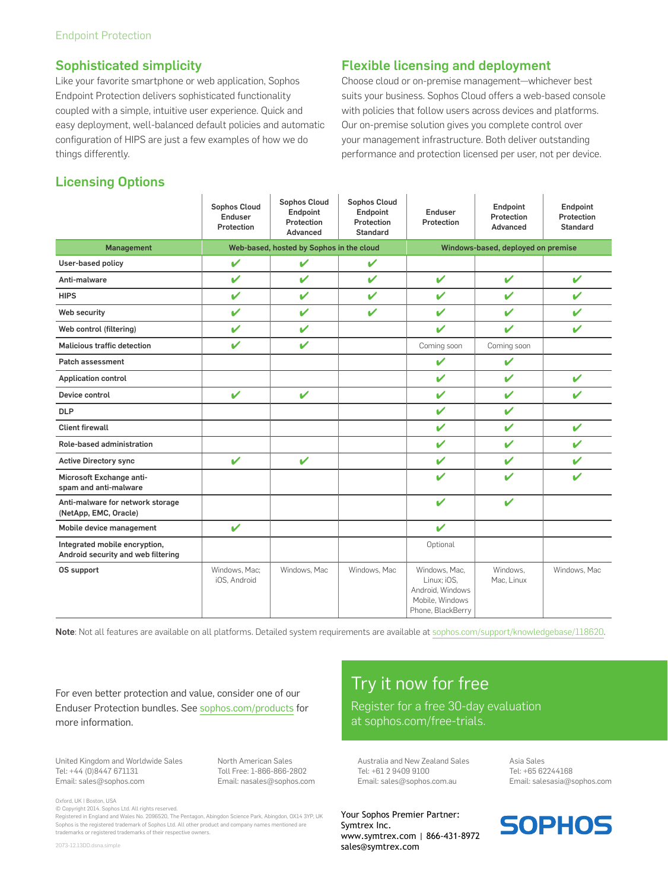Endpoint Protection

## Sophisticated simplicity

Like your favorite smartphone or web application, Sophos Endpoint Protection delivers sophisticated functionality coupled with a simple, intuitive user experience. Quick and easy deployment, well-balanced default policies and automatic configuration of HIPS are just a few examples of how we do things differently.

## Flexible licensing and deployment

Choose cloud or on-premise management—whichever best suits your business. Sophos Cloud offers a web-based console with policies that follow users across devices and platforms. Our on-premise solution gives you complete control over your management infrastructure. Both deliver outstanding performance and protection licensed per user, not per device.

## Licensing Options

| | Sophos Cloud Enduser Protection | Sophos Cloud Endpoint Protection Advanced | Sophos Cloud Endpoint Protection Standard | Enduser Protection | Endpoint Protection Advanced | Endpoint Protection Standard |
|---|---|---|---|---|---|---|
| **Management** | Web-based, hosted by Sophos in the cloud | | | Windows-based, deployed on premise | | |
| **User-based policy** | ✔ | ✔ | ✔ | | | |
| **Anti-malware** | ✔ | ✔ | ✔ | ✔ | ✔ | ✔ |
| **HIPS** | ✔ | ✔ | ✔ | ✔ | ✔ | ✔ |
| **Web security** | ✔ | ✔ | ✔ | ✔ | ✔ | ✔ |
| **Web control (filtering)** | ✔ | ✔ | | ✔ | ✔ | ✔ |
| **Malicious traffic detection** | ✔ | ✔ | | Coming soon | Coming soon | |
| **Patch assessment** | | | | ✔ | ✔ | |
| **Application control** | | | | ✔ | ✔ | ✔ |
| **Device control** | ✔ | ✔ | | ✔ | ✔ | ✔ |
| **DLP** | | | | ✔ | ✔ | |
| **Client firewall** | | | | ✔ | ✔ | ✔ |
| **Role-based administration** | | | | ✔ | ✔ | ✔ |
| **Active Directory sync** | ✔ | ✔ | | ✔ | ✔ | ✔ |
| **Microsoft Exchange anti-spam and anti-malware** | | | | ✔ | ✔ | ✔ |
| **Anti-malware for network storage (NetApp, EMC, Oracle)** | | | | ✔ | ✔ | |
| **Mobile device management** | ✔ | | | ✔ | | |
| **Integrated mobile encryption, Android security and web filtering** | | | | Optional | | |
| **OS support** | Windows, Mac; iOS, Android | Windows, Mac | Windows, Mac | Windows, Mac, Linux; iOS, Android, Windows Mobile, Windows Phone, BlackBerry | Windows, Mac, Linux | Windows, Mac |

**Note**: Not all features are available on all platforms. Detailed system requirements are available at sophos.com/support/knowledgebase/118620.

For even better protection and value, consider one of our Enduser Protection bundles. See sophos.com/products for more information.

## Try it now for free

Register for a free 30-day evaluation at sophos.com/free-trials.

United Kingdom and Worldwide Sales
Tel: +44 (0)8447 671131
Email: sales@sophos.com

North American Sales
Toll Free: 1-866-866-2802
Email: nasales@sophos.com

Australia and New Zealand Sales
Tel: +61 2 9409 9100
Email: sales@sophos.com.au

Asia Sales
Tel: +65 62244168
Email: salesasia@sophos.com

Oxford, UK | Boston, USA
© Copyright 2014. Sophos Ltd. All rights reserved.
Registered in England and Wales No. 2096520, The Pentagon, Abingdon Science Park, Abingdon, OX14 3YP, UK
Sophos is the registered trademark of Sophos Ltd. All other product and company names mentioned are trademarks or registered trademarks of their respective owners.

2073-12.13DD.dsna.simple

Your Sophos Premier Partner:
Symtrex Inc.
www.symtrex.com | 866-431-8972
sales@symtrex.com

SOPHOS